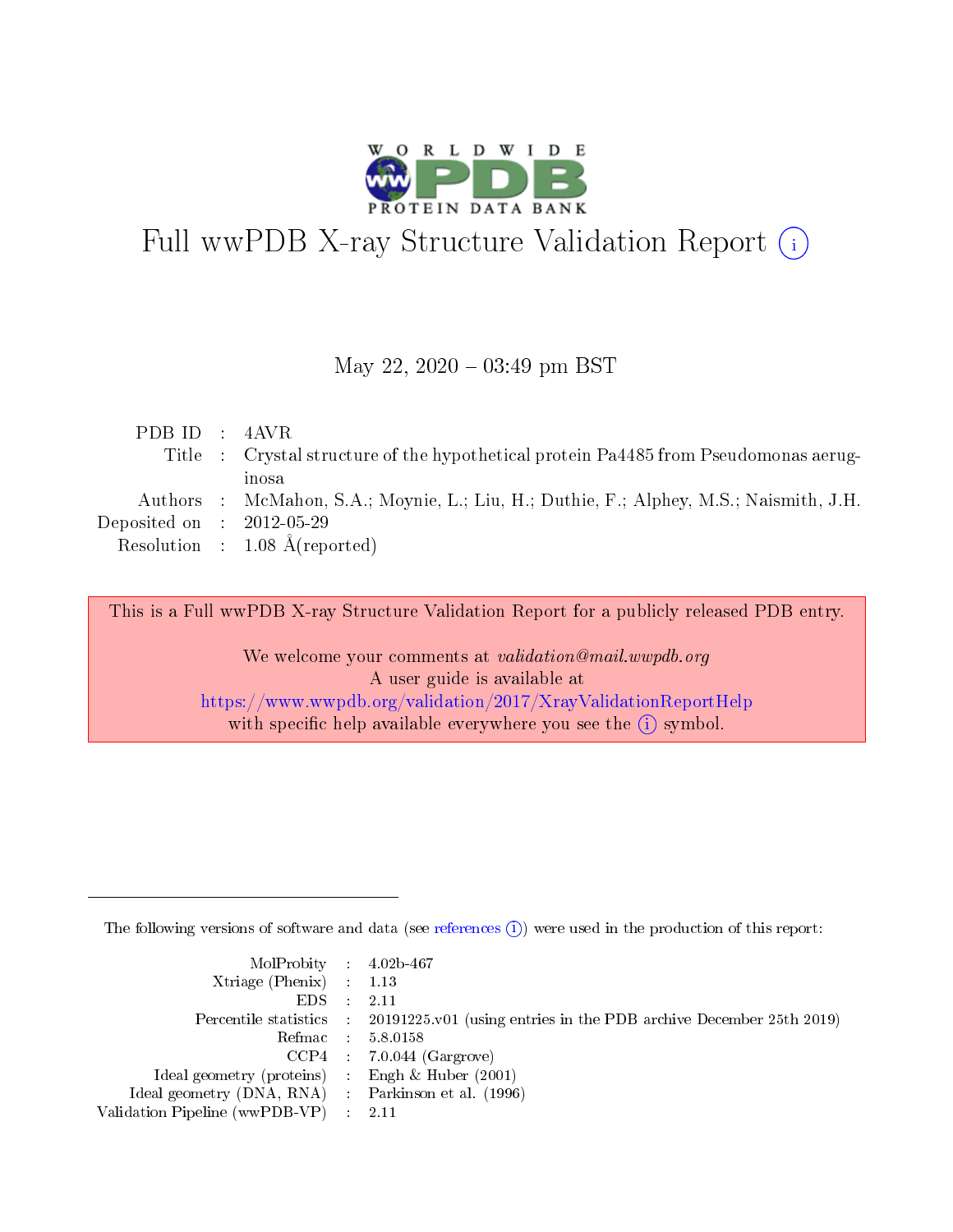# Full wwPDB X-ray Structure Validation Report

May 22, 2020 – 03:49 pm BST

| | | |
|---|---|---|
| PDB ID | : | 4AVR |
| Title | : | Crystal structure of the hypothetical protein Pa4485 from Pseudomonas aeruginosa |
| Authors | : | McMahon, S.A.; Moynie, L.; Liu, H.; Duthie, F.; Alphey, M.S.; Naismith, J.H. |
| Deposited on | : | 2012-05-29 |
| Resolution | : | 1.08 Å(reported) |

This is a Full wwPDB X-ray Structure Validation Report for a publicly released PDB entry.

We welcome your comments at *validation@mail.wwpdb.org*
A user guide is available at
https://www.wwpdb.org/validation/2017/XrayValidationReportHelp
with specific help available everywhere you see the (i) symbol.

---

The following versions of software and data (see references (i)) were used in the production of this report:

| | | |
|---|---|---|
| MolProbity | : | 4.02b-467 |
| Xtriage (Phenix) | : | 1.13 |
| EDS | : | 2.11 |
| Percentile statistics | : | 20191225.v01 (using entries in the PDB archive December 25th 2019) |
| Refmac | : | 5.8.0158 |
| CCP4 | : | 7.0.044 (Gargrove) |
| Ideal geometry (proteins) | : | Engh & Huber (2001) |
| Ideal geometry (DNA, RNA) | : | Parkinson et al. (1996) |
| Validation Pipeline (wwPDB-VP) | : | 2.11 |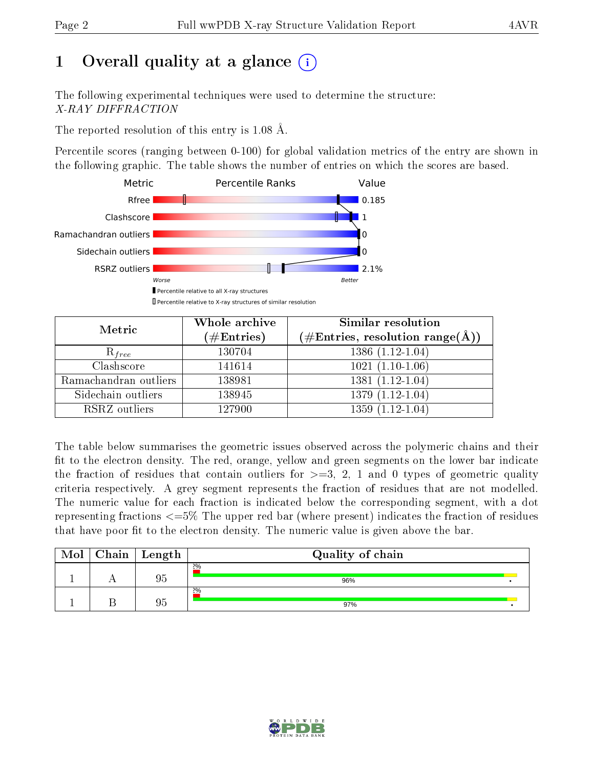# 1 Overall quality at a glance (i)

The following experimental techniques were used to determine the structure:
*X-RAY DIFFRACTION*

The reported resolution of this entry is 1.08 Å.

Percentile scores (ranging between 0-100) for global validation metrics of the entry are shown in the following graphic. The table shows the number of entries on which the scores are based.

| Metric | Value |
|---|---|
| Rfree | 0.185 |
| Clashscore | 1 |
| Ramachandran outliers | 0 |
| Sidechain outliers | 0 |
| RSRZ outliers | 2.1% |

Worse — Better

▮ Percentile relative to all X-ray structures
▯ Percentile relative to X-ray structures of similar resolution

| Metric | Whole archive (#Entries) | Similar resolution (#Entries, resolution range(Å)) |
|---|---|---|
| $R_{free}$ | 130704 | 1386 (1.12-1.04) |
| Clashscore | 141614 | 1021 (1.10-1.06) |
| Ramachandran outliers | 138981 | 1381 (1.12-1.04) |
| Sidechain outliers | 138945 | 1379 (1.12-1.04) |
| RSRZ outliers | 127900 | 1359 (1.12-1.04) |

The table below summarises the geometric issues observed across the polymeric chains and their fit to the electron density. The red, orange, yellow and green segments on the lower bar indicate the fraction of residues that contain outliers for >=3, 2, 1 and 0 types of geometric quality criteria respectively. A grey segment represents the fraction of residues that are not modelled. The numeric value for each fraction is indicated below the corresponding segment, with a dot representing fractions <=5% The upper red bar (where present) indicates the fraction of residues that have poor fit to the electron density. The numeric value is given above the bar.

| Mol | Chain | Length | Quality of chain |
|---|---|---|---|
| 1 | A | 95 | 2%<br>96% • |
| 1 | B | 95 | 2%<br>97% • |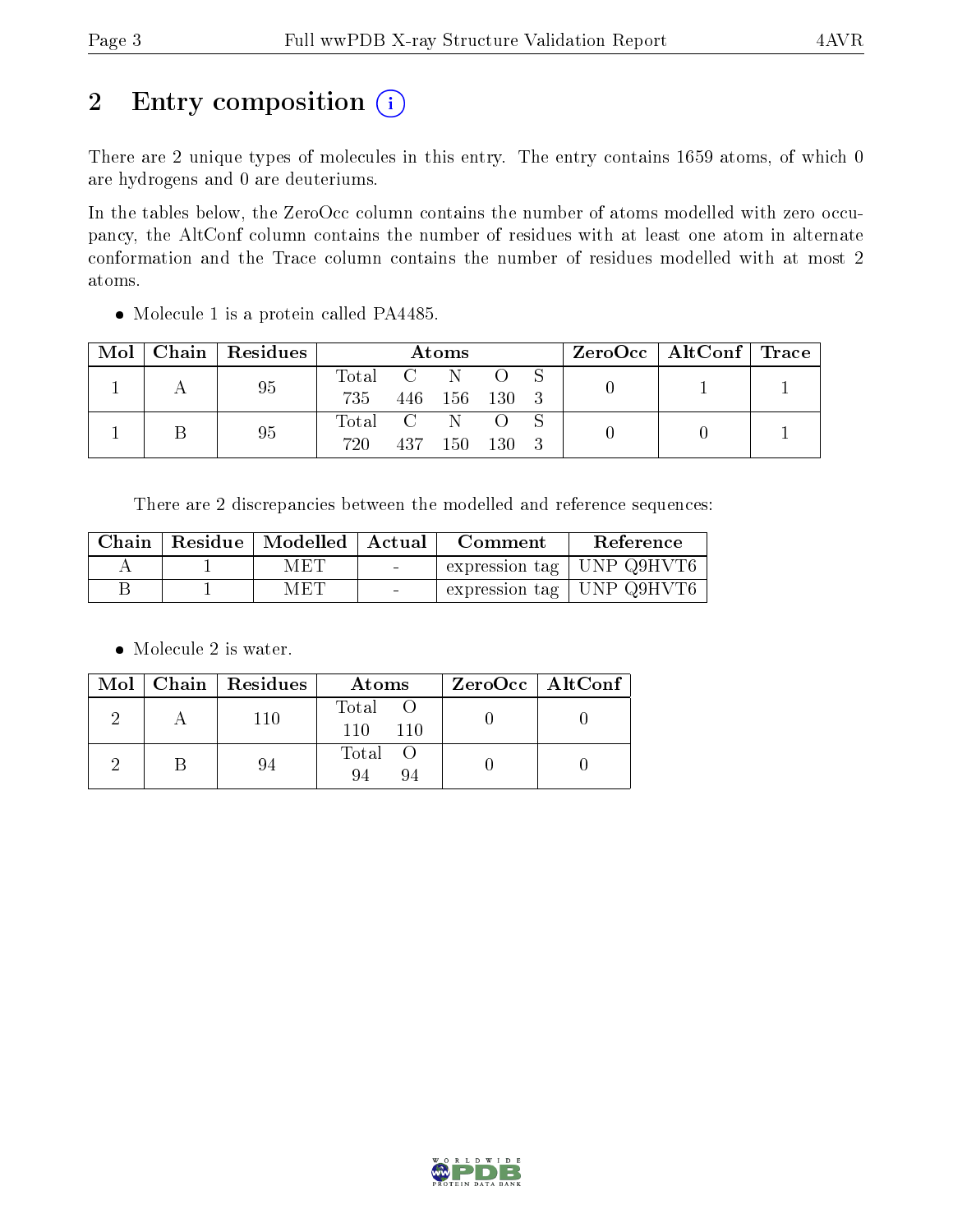# 2 Entry composition (i)

There are 2 unique types of molecules in this entry. The entry contains 1659 atoms, of which 0 are hydrogens and 0 are deuteriums.

In the tables below, the ZeroOcc column contains the number of atoms modelled with zero occupancy, the AltConf column contains the number of residues with at least one atom in alternate conformation and the Trace column contains the number of residues modelled with at most 2 atoms.

- Molecule 1 is a protein called PA4485.

| Mol | Chain | Residues | Atoms | | | | | ZeroOcc | AltConf | Trace |
|---|---|---|---|---|---|---|---|---|---|---|
| | | | Total | C | N | O | S | | | |
| 1 | A | 95 | 735 | 446 | 156 | 130 | 3 | 0 | 1 | 1 |
| 1 | B | 95 | 720 | 437 | 150 | 130 | 3 | 0 | 0 | 1 |

There are 2 discrepancies between the modelled and reference sequences:

| Chain | Residue | Modelled | Actual | Comment | Reference |
|---|---|---|---|---|---|
| A | 1 | MET | - | expression tag | UNP Q9HVT6 |
| B | 1 | MET | - | expression tag | UNP Q9HVT6 |

- Molecule 2 is water.

| Mol | Chain | Residues | Atoms | | ZeroOcc | AltConf |
|---|---|---|---|---|---|---|
| | | | Total | O | | |
| 2 | A | 110 | 110 | 110 | 0 | 0 |
| 2 | B | 94 | 94 | 94 | 0 | 0 |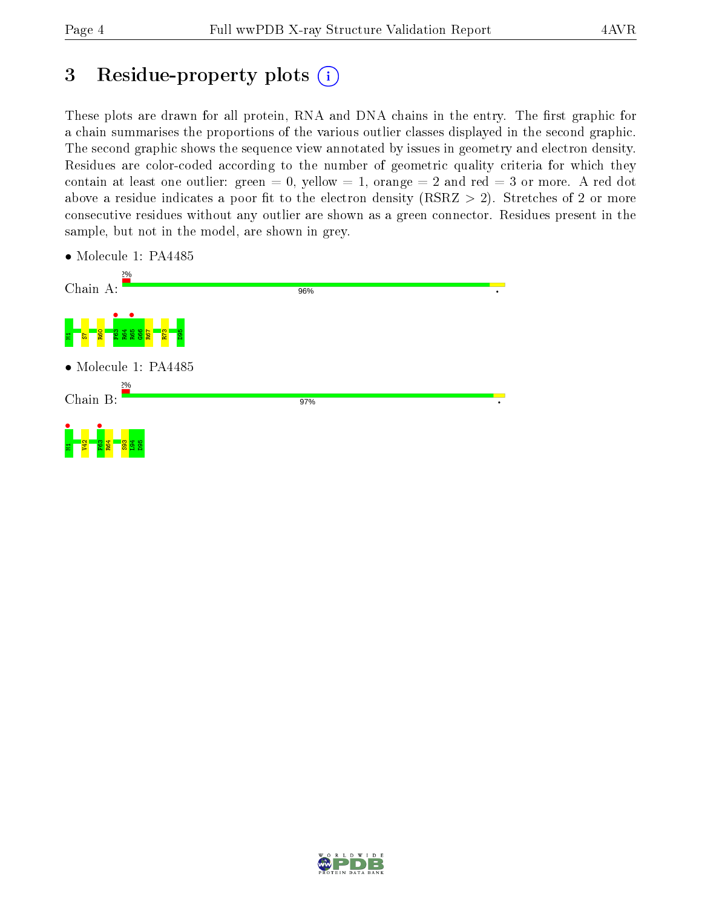# 3 Residue-property plots

These plots are drawn for all protein, RNA and DNA chains in the entry. The first graphic for a chain summarises the proportions of the various outlier classes displayed in the second graphic. The second graphic shows the sequence view annotated by issues in geometry and electron density. Residues are color-coded according to the number of geometric quality criteria for which they contain at least one outlier: green = 0, yellow = 1, orange = 2 and red = 3 or more. A red dot above a residue indicates a poor fit to the electron density (RSRZ > 2). Stretches of 2 or more consecutive residues without any outlier are shown as a green connector. Residues present in the sample, but not in the model, are shown in grey.

- Molecule 1: PA4485

Chain A: 2% | 96% | •

M1 S7 R60 F63 R64 R65 G66 R67 R73 D95

- Molecule 1: PA4485

Chain B: 2% | 97% | •

M1 V42 F63 R64 S93 L94 D95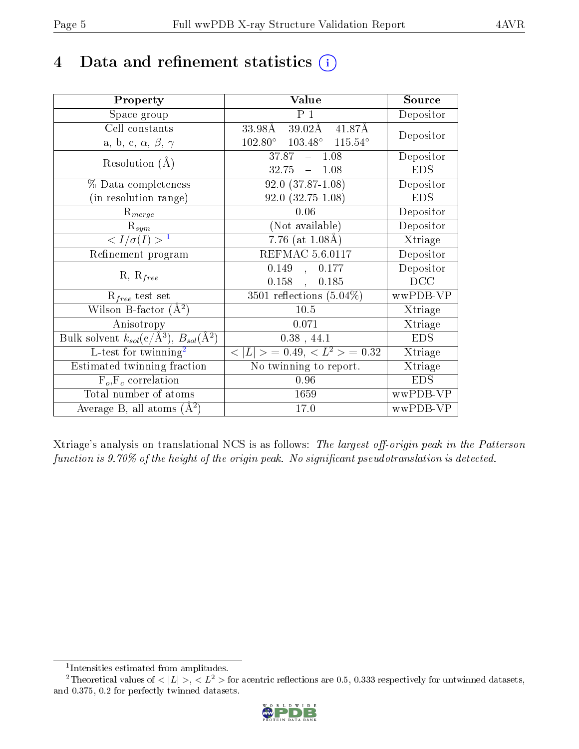# 4 Data and refinement statistics

| Property | Value | Source |
|---|---|---|
| Space group | P 1 | Depositor |
| Cell constants<br>a, b, c, $\alpha$, $\beta$, $\gamma$ | 33.98Å 39.02Å 41.87Å<br>102.80° 103.48° 115.54° | Depositor |
| Resolution (Å) | 37.87 – 1.08<br>32.75 – 1.08 | Depositor<br>EDS |
| % Data completeness<br>(in resolution range) | 92.0 (37.87-1.08)<br>92.0 (32.75-1.08) | Depositor<br>EDS |
| $R_{merge}$ | 0.06 | Depositor |
| $R_{sym}$ | (Not available) | Depositor |
| $< I/\sigma(I) >$ [1] | 7.76 (at 1.08Å) | Xtriage |
| Refinement program | REFMAC 5.6.0117 | Depositor |
| R, $R_{free}$ | 0.149 , 0.177<br>0.158 , 0.185 | Depositor<br>DCC |
| $R_{free}$ test set | 3501 reflections (5.04%) | wwPDB-VP |
| Wilson B-factor (Å$^2$) | 10.5 | Xtriage |
| Anisotropy | 0.071 | Xtriage |
| Bulk solvent $k_{sol}$(e/Å$^3$), $B_{sol}$(Å$^2$) | 0.38 , 44.1 | EDS |
| L-test for twinning[2] | $< \|L\| >$ = 0.49, $< L^2 >$ = 0.32 | Xtriage |
| Estimated twinning fraction | No twinning to report. | Xtriage |
| $F_o$,$F_c$ correlation | 0.96 | EDS |
| Total number of atoms | 1659 | wwPDB-VP |
| Average B, all atoms (Å$^2$) | 17.0 | wwPDB-VP |

Xtriage's analysis on translational NCS is as follows: *The largest off-origin peak in the Patterson function is 9.70% of the height of the origin peak. No significant pseudotranslation is detected.*

[1] Intensities estimated from amplitudes.

[2] Theoretical values of $< |L| >$, $< L^2 >$ for acentric reflections are 0.5, 0.333 respectively for untwinned datasets, and 0.375, 0.2 for perfectly twinned datasets.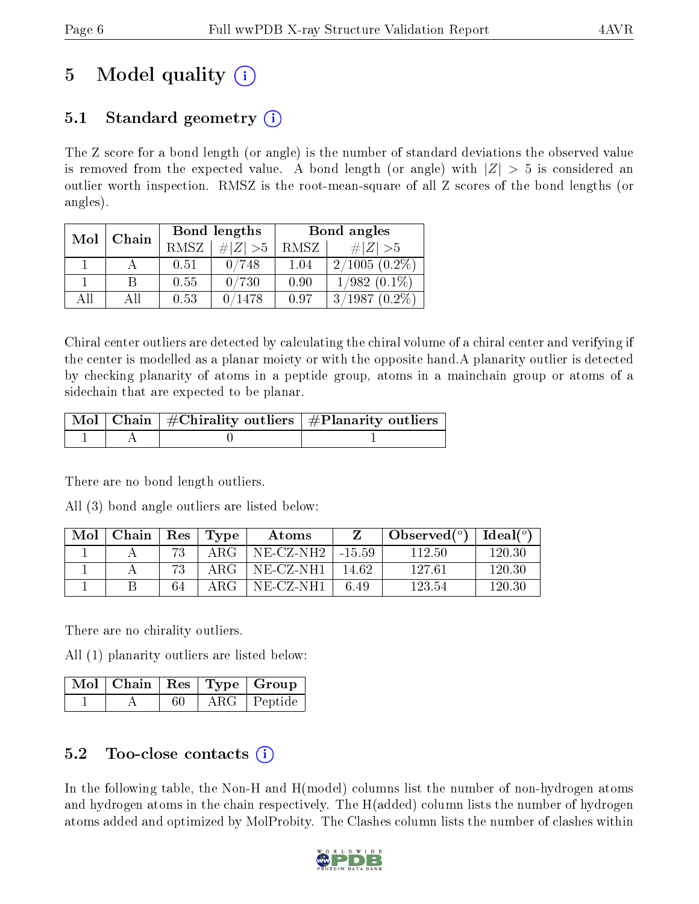# 5 Model quality

## 5.1 Standard geometry

The Z score for a bond length (or angle) is the number of standard deviations the observed value is removed from the expected value. A bond length (or angle) with $|Z| > 5$ is considered an outlier worth inspection. RMSZ is the root-mean-square of all Z scores of the bond lengths (or angles).

| Mol | Chain | Bond lengths | | Bond angles | |
|---|---|---|---|---|---|
| | | RMSZ | #$\|Z\|$ >5 | RMSZ | #$\|Z\|$ >5 |
| 1 | A | 0.51 | 0/748 | 1.04 | 2/1005 (0.2%) |
| 1 | B | 0.55 | 0/730 | 0.90 | 1/982 (0.1%) |
| All | All | 0.53 | 0/1478 | 0.97 | 3/1987 (0.2%) |

Chiral center outliers are detected by calculating the chiral volume of a chiral center and verifying if the center is modelled as a planar moiety or with the opposite hand.A planarity outlier is detected by checking planarity of atoms in a peptide group, atoms in a mainchain group or atoms of a sidechain that are expected to be planar.

| Mol | Chain | #Chirality outliers | #Planarity outliers |
|---|---|---|---|
| 1 | A | 0 | 1 |

There are no bond length outliers.

All (3) bond angle outliers are listed below:

| Mol | Chain | Res | Type | Atoms | Z | Observed(°) | Ideal(°) |
|---|---|---|---|---|---|---|---|
| 1 | A | 73 | ARG | NE-CZ-NH2 | -15.59 | 112.50 | 120.30 |
| 1 | A | 73 | ARG | NE-CZ-NH1 | 14.62 | 127.61 | 120.30 |
| 1 | B | 64 | ARG | NE-CZ-NH1 | 6.49 | 123.54 | 120.30 |

There are no chirality outliers.

All (1) planarity outliers are listed below:

| Mol | Chain | Res | Type | Group |
|---|---|---|---|---|
| 1 | A | 60 | ARG | Peptide |

## 5.2 Too-close contacts

In the following table, the Non-H and H(model) columns list the number of non-hydrogen atoms and hydrogen atoms in the chain respectively. The H(added) column lists the number of hydrogen atoms added and optimized by MolProbity. The Clashes column lists the number of clashes within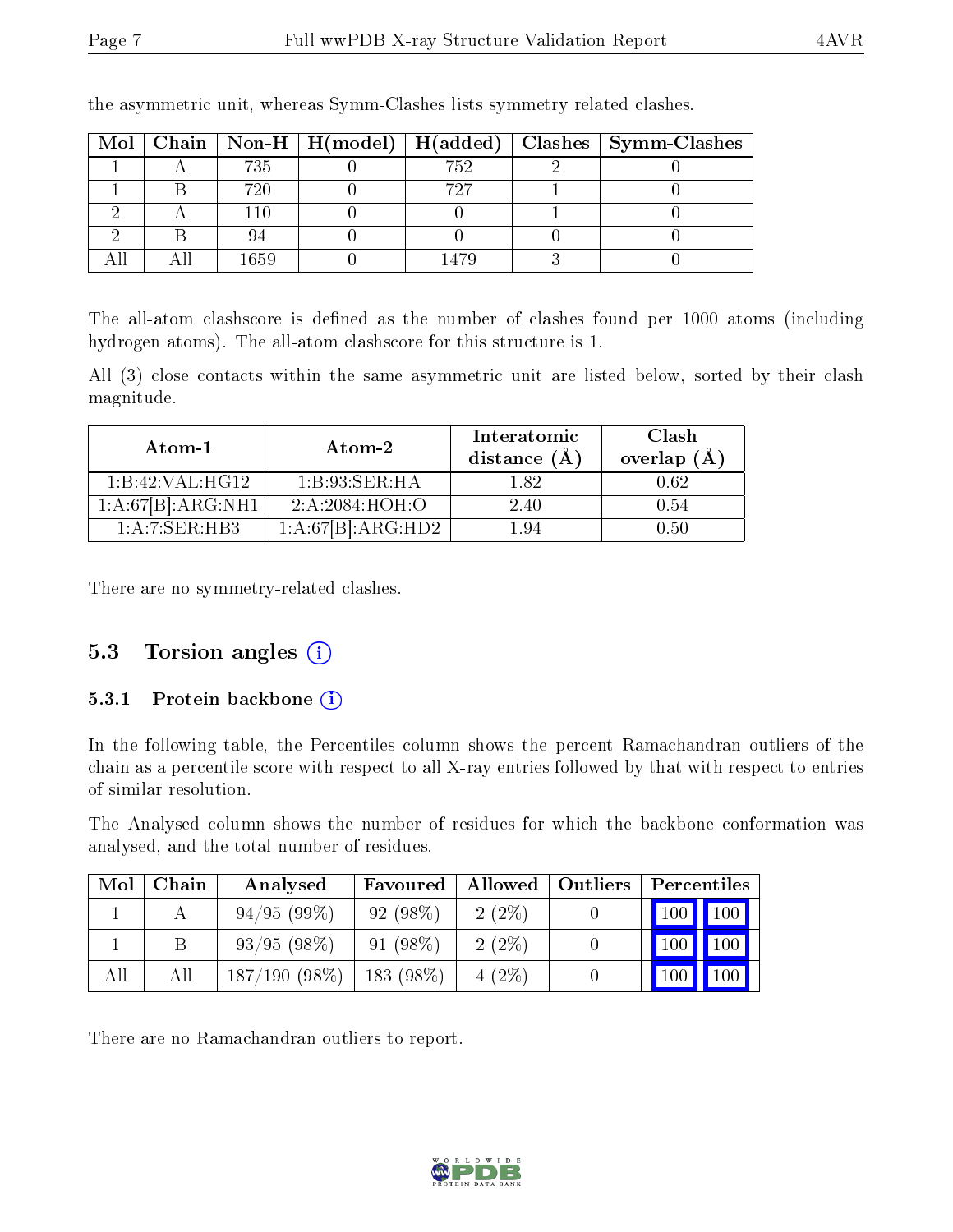the asymmetric unit, whereas Symm-Clashes lists symmetry related clashes.

| Mol | Chain | Non-H | H(model) | H(added) | Clashes | Symm-Clashes |
|---|---|---|---|---|---|---|
| 1 | A | 735 | 0 | 752 | 2 | 0 |
| 1 | B | 720 | 0 | 727 | 1 | 0 |
| 2 | A | 110 | 0 | 0 | 1 | 0 |
| 2 | B | 94 | 0 | 0 | 0 | 0 |
| All | All | 1659 | 0 | 1479 | 3 | 0 |

The all-atom clashscore is defined as the number of clashes found per 1000 atoms (including hydrogen atoms). The all-atom clashscore for this structure is 1.

All (3) close contacts within the same asymmetric unit are listed below, sorted by their clash magnitude.

| Atom-1 | Atom-2 | Interatomic distance (Å) | Clash overlap (Å) |
|---|---|---|---|
| 1:B:42:VAL:HG12 | 1:B:93:SER:HA | 1.82 | 0.62 |
| 1:A:67[B]:ARG:NH1 | 2:A:2084:HOH:O | 2.40 | 0.54 |
| 1:A:7:SER:HB3 | 1:A:67[B]:ARG:HD2 | 1.94 | 0.50 |

There are no symmetry-related clashes.

## 5.3 Torsion angles

### 5.3.1 Protein backbone

In the following table, the Percentiles column shows the percent Ramachandran outliers of the chain as a percentile score with respect to all X-ray entries followed by that with respect to entries of similar resolution.

The Analysed column shows the number of residues for which the backbone conformation was analysed, and the total number of residues.

| Mol | Chain | Analysed | Favoured | Allowed | Outliers | Percentiles | |
|---|---|---|---|---|---|---|---|
| 1 | A | 94/95 (99%) | 92 (98%) | 2 (2%) | 0 | 100 | 100 |
| 1 | B | 93/95 (98%) | 91 (98%) | 2 (2%) | 0 | 100 | 100 |
| All | All | 187/190 (98%) | 183 (98%) | 4 (2%) | 0 | 100 | 100 |

There are no Ramachandran outliers to report.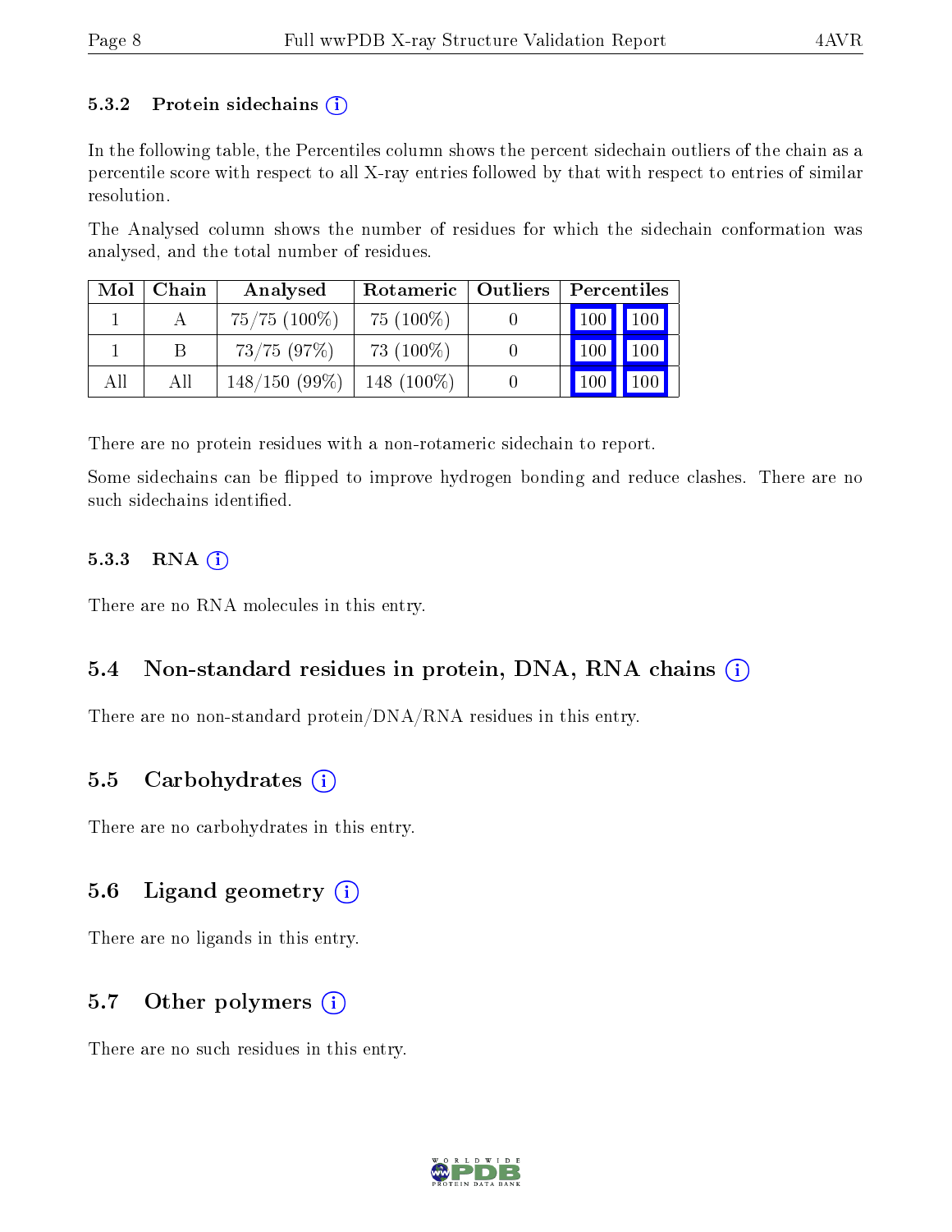### 5.3.2 Protein sidechains

In the following table, the Percentiles column shows the percent sidechain outliers of the chain as a percentile score with respect to all X-ray entries followed by that with respect to entries of similar resolution.

The Analysed column shows the number of residues for which the sidechain conformation was analysed, and the total number of residues.

| Mol | Chain | Analysed | Rotameric | Outliers | Percentiles | |
|---|---|---|---|---|---|---|
| 1 | A | 75/75 (100%) | 75 (100%) | 0 | 100 | 100 |
| 1 | B | 73/75 (97%) | 73 (100%) | 0 | 100 | 100 |
| All | All | 148/150 (99%) | 148 (100%) | 0 | 100 | 100 |

There are no protein residues with a non-rotameric sidechain to report.

Some sidechains can be flipped to improve hydrogen bonding and reduce clashes. There are no such sidechains identified.

### 5.3.3 RNA

There are no RNA molecules in this entry.

## 5.4 Non-standard residues in protein, DNA, RNA chains

There are no non-standard protein/DNA/RNA residues in this entry.

## 5.5 Carbohydrates

There are no carbohydrates in this entry.

## 5.6 Ligand geometry

There are no ligands in this entry.

## 5.7 Other polymers

There are no such residues in this entry.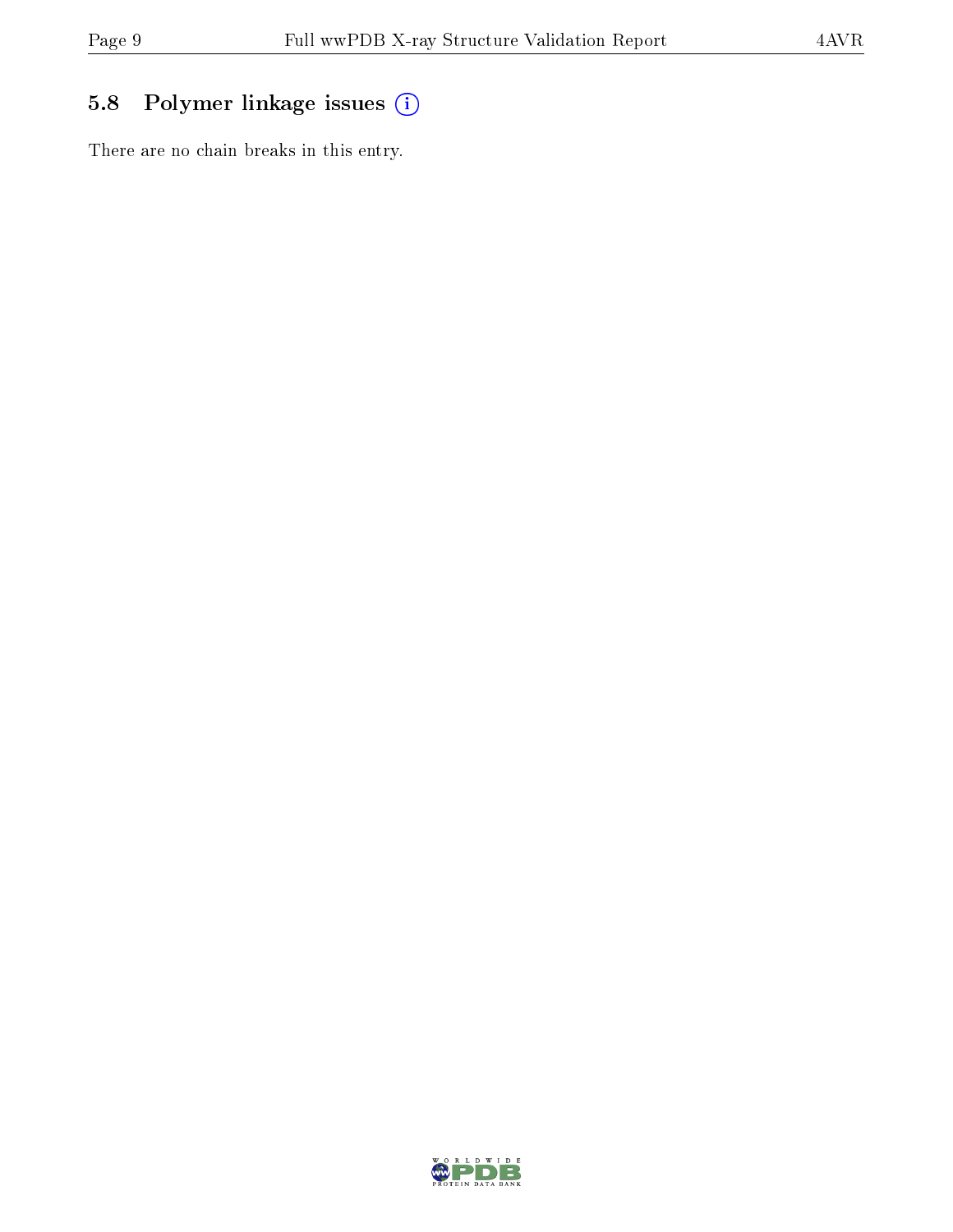## 5.8 Polymer linkage issues

There are no chain breaks in this entry.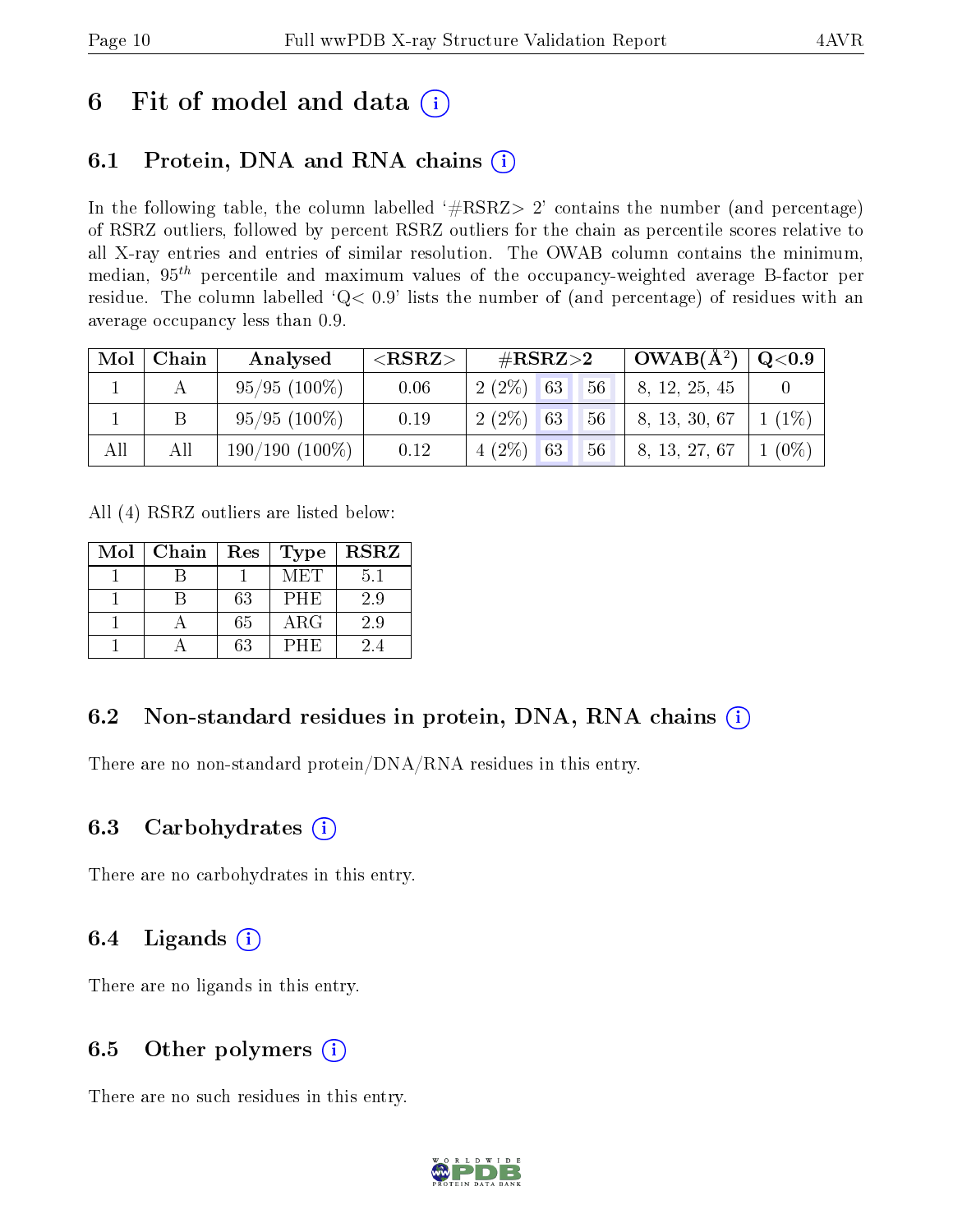# 6 Fit of model and data (i)

## 6.1 Protein, DNA and RNA chains (i)

In the following table, the column labelled '#RSRZ> 2' contains the number (and percentage) of RSRZ outliers, followed by percent RSRZ outliers for the chain as percentile scores relative to all X-ray entries and entries of similar resolution. The OWAB column contains the minimum, median, $95^{th}$ percentile and maximum values of the occupancy-weighted average B-factor per residue. The column labelled 'Q< 0.9' lists the number of (and percentage) of residues with an average occupancy less than 0.9.

| Mol | Chain | Analysed | <RSRZ> | #RSRZ>2 | | | OWAB(Å$^2$) | Q<0.9 |
|---|---|---|---|---|---|---|---|---|
| 1 | A | 95/95 (100%) | 0.06 | 2 (2%) | 63 | 56 | 8, 12, 25, 45 | 0 |
| 1 | B | 95/95 (100%) | 0.19 | 2 (2%) | 63 | 56 | 8, 13, 30, 67 | 1 (1%) |
| All | All | 190/190 (100%) | 0.12 | 4 (2%) | 63 | 56 | 8, 13, 27, 67 | 1 (0%) |

All (4) RSRZ outliers are listed below:

| Mol | Chain | Res | Type | RSRZ |
|---|---|---|---|---|
| 1 | B | 1 | MET | 5.1 |
| 1 | B | 63 | PHE | 2.9 |
| 1 | A | 65 | ARG | 2.9 |
| 1 | A | 63 | PHE | 2.4 |

## 6.2 Non-standard residues in protein, DNA, RNA chains (i)

There are no non-standard protein/DNA/RNA residues in this entry.

## 6.3 Carbohydrates (i)

There are no carbohydrates in this entry.

## 6.4 Ligands (i)

There are no ligands in this entry.

## 6.5 Other polymers (i)

There are no such residues in this entry.